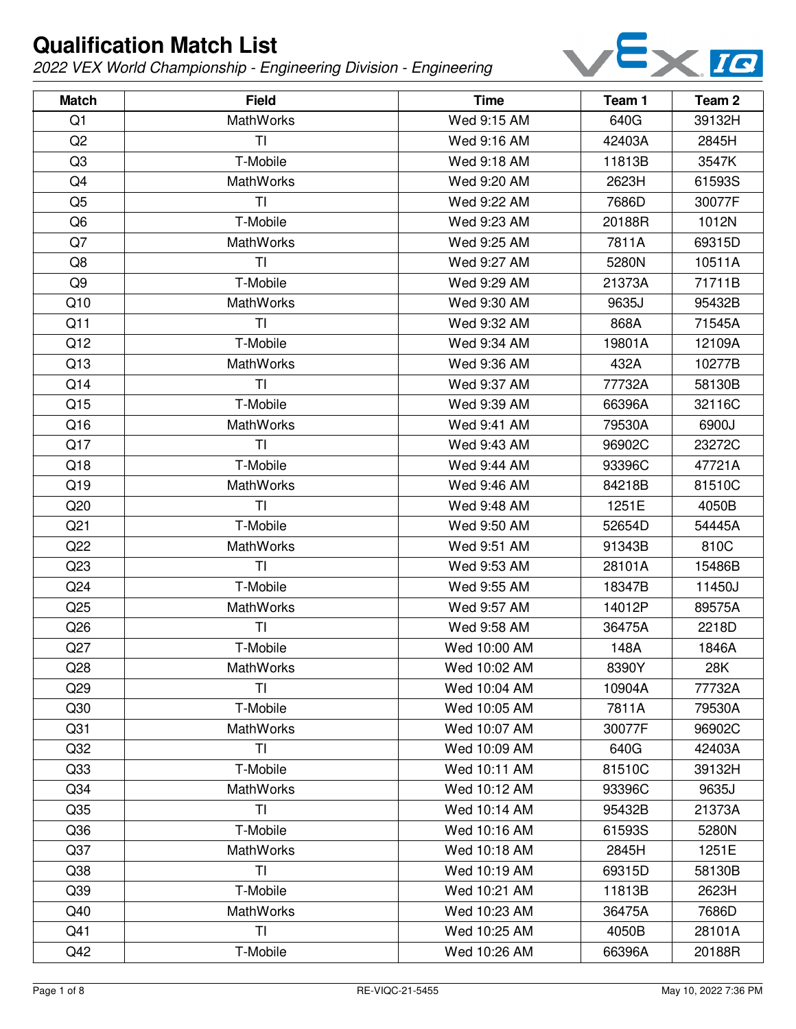# Qualification Match List

*2022 VEX World Championship - Engineering Division - Engineering*

| Match | Field | Time | Team 1 | Team 2 |
|---|---|---|---|---|
| Q1 | MathWorks | Wed 9:15 AM | 640G | 39132H |
| Q2 | TI | Wed 9:16 AM | 42403A | 2845H |
| Q3 | T-Mobile | Wed 9:18 AM | 11813B | 3547K |
| Q4 | MathWorks | Wed 9:20 AM | 2623H | 61593S |
| Q5 | TI | Wed 9:22 AM | 7686D | 30077F |
| Q6 | T-Mobile | Wed 9:23 AM | 20188R | 1012N |
| Q7 | MathWorks | Wed 9:25 AM | 7811A | 69315D |
| Q8 | TI | Wed 9:27 AM | 5280N | 10511A |
| Q9 | T-Mobile | Wed 9:29 AM | 21373A | 71711B |
| Q10 | MathWorks | Wed 9:30 AM | 9635J | 95432B |
| Q11 | TI | Wed 9:32 AM | 868A | 71545A |
| Q12 | T-Mobile | Wed 9:34 AM | 19801A | 12109A |
| Q13 | MathWorks | Wed 9:36 AM | 432A | 10277B |
| Q14 | TI | Wed 9:37 AM | 77732A | 58130B |
| Q15 | T-Mobile | Wed 9:39 AM | 66396A | 32116C |
| Q16 | MathWorks | Wed 9:41 AM | 79530A | 6900J |
| Q17 | TI | Wed 9:43 AM | 96902C | 23272C |
| Q18 | T-Mobile | Wed 9:44 AM | 93396C | 47721A |
| Q19 | MathWorks | Wed 9:46 AM | 84218B | 81510C |
| Q20 | TI | Wed 9:48 AM | 1251E | 4050B |
| Q21 | T-Mobile | Wed 9:50 AM | 52654D | 54445A |
| Q22 | MathWorks | Wed 9:51 AM | 91343B | 810C |
| Q23 | TI | Wed 9:53 AM | 28101A | 15486B |
| Q24 | T-Mobile | Wed 9:55 AM | 18347B | 11450J |
| Q25 | MathWorks | Wed 9:57 AM | 14012P | 89575A |
| Q26 | TI | Wed 9:58 AM | 36475A | 2218D |
| Q27 | T-Mobile | Wed 10:00 AM | 148A | 1846A |
| Q28 | MathWorks | Wed 10:02 AM | 8390Y | 28K |
| Q29 | TI | Wed 10:04 AM | 10904A | 77732A |
| Q30 | T-Mobile | Wed 10:05 AM | 7811A | 79530A |
| Q31 | MathWorks | Wed 10:07 AM | 30077F | 96902C |
| Q32 | TI | Wed 10:09 AM | 640G | 42403A |
| Q33 | T-Mobile | Wed 10:11 AM | 81510C | 39132H |
| Q34 | MathWorks | Wed 10:12 AM | 93396C | 9635J |
| Q35 | TI | Wed 10:14 AM | 95432B | 21373A |
| Q36 | T-Mobile | Wed 10:16 AM | 61593S | 5280N |
| Q37 | MathWorks | Wed 10:18 AM | 2845H | 1251E |
| Q38 | TI | Wed 10:19 AM | 69315D | 58130B |
| Q39 | T-Mobile | Wed 10:21 AM | 11813B | 2623H |
| Q40 | MathWorks | Wed 10:23 AM | 36475A | 7686D |
| Q41 | TI | Wed 10:25 AM | 4050B | 28101A |
| Q42 | T-Mobile | Wed 10:26 AM | 66396A | 20188R |

RE-VIQC-21-5455 May 10, 2022 7:36 PM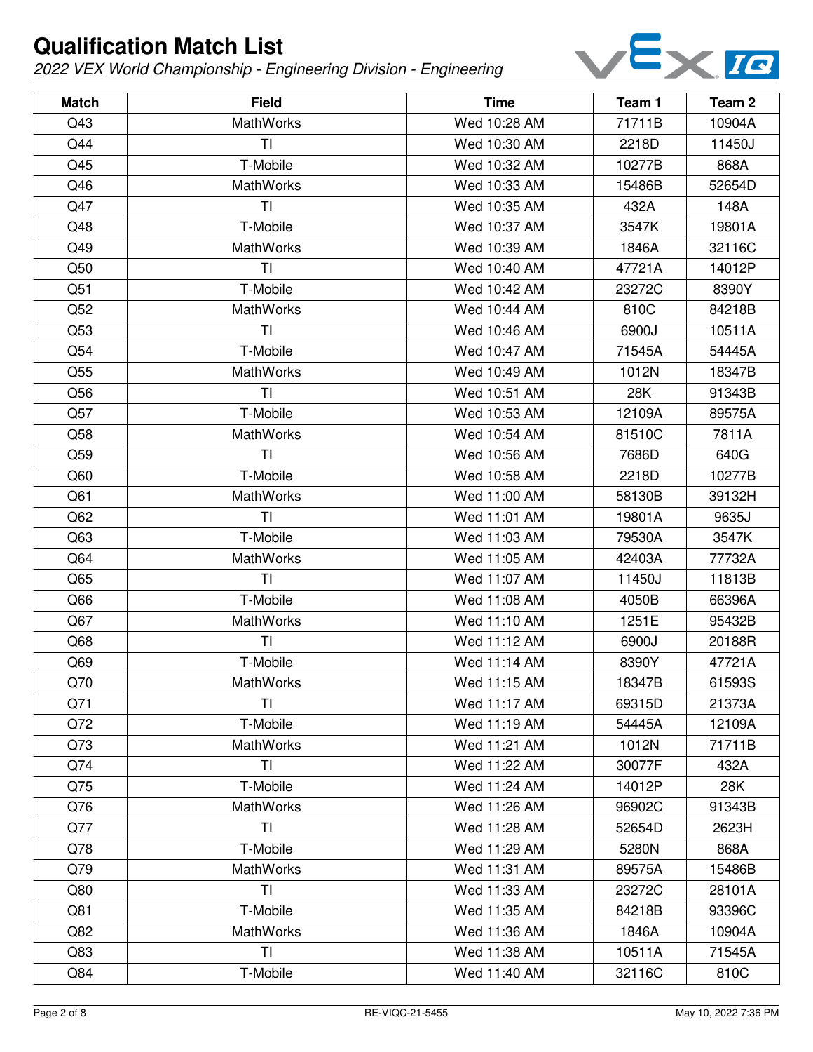# Qualification Match List

*2022 VEX World Championship - Engineering Division - Engineering*

| Match | Field | Time | Team 1 | Team 2 |
|---|---|---|---|---|
| Q43 | MathWorks | Wed 10:28 AM | 71711B | 10904A |
| Q44 | TI | Wed 10:30 AM | 2218D | 11450J |
| Q45 | T-Mobile | Wed 10:32 AM | 10277B | 868A |
| Q46 | MathWorks | Wed 10:33 AM | 15486B | 52654D |
| Q47 | TI | Wed 10:35 AM | 432A | 148A |
| Q48 | T-Mobile | Wed 10:37 AM | 3547K | 19801A |
| Q49 | MathWorks | Wed 10:39 AM | 1846A | 32116C |
| Q50 | TI | Wed 10:40 AM | 47721A | 14012P |
| Q51 | T-Mobile | Wed 10:42 AM | 23272C | 8390Y |
| Q52 | MathWorks | Wed 10:44 AM | 810C | 84218B |
| Q53 | TI | Wed 10:46 AM | 6900J | 10511A |
| Q54 | T-Mobile | Wed 10:47 AM | 71545A | 54445A |
| Q55 | MathWorks | Wed 10:49 AM | 1012N | 18347B |
| Q56 | TI | Wed 10:51 AM | 28K | 91343B |
| Q57 | T-Mobile | Wed 10:53 AM | 12109A | 89575A |
| Q58 | MathWorks | Wed 10:54 AM | 81510C | 7811A |
| Q59 | TI | Wed 10:56 AM | 7686D | 640G |
| Q60 | T-Mobile | Wed 10:58 AM | 2218D | 10277B |
| Q61 | MathWorks | Wed 11:00 AM | 58130B | 39132H |
| Q62 | TI | Wed 11:01 AM | 19801A | 9635J |
| Q63 | T-Mobile | Wed 11:03 AM | 79530A | 3547K |
| Q64 | MathWorks | Wed 11:05 AM | 42403A | 77732A |
| Q65 | TI | Wed 11:07 AM | 11450J | 11813B |
| Q66 | T-Mobile | Wed 11:08 AM | 4050B | 66396A |
| Q67 | MathWorks | Wed 11:10 AM | 1251E | 95432B |
| Q68 | TI | Wed 11:12 AM | 6900J | 20188R |
| Q69 | T-Mobile | Wed 11:14 AM | 8390Y | 47721A |
| Q70 | MathWorks | Wed 11:15 AM | 18347B | 61593S |
| Q71 | TI | Wed 11:17 AM | 69315D | 21373A |
| Q72 | T-Mobile | Wed 11:19 AM | 54445A | 12109A |
| Q73 | MathWorks | Wed 11:21 AM | 1012N | 71711B |
| Q74 | TI | Wed 11:22 AM | 30077F | 432A |
| Q75 | T-Mobile | Wed 11:24 AM | 14012P | 28K |
| Q76 | MathWorks | Wed 11:26 AM | 96902C | 91343B |
| Q77 | TI | Wed 11:28 AM | 52654D | 2623H |
| Q78 | T-Mobile | Wed 11:29 AM | 5280N | 868A |
| Q79 | MathWorks | Wed 11:31 AM | 89575A | 15486B |
| Q80 | TI | Wed 11:33 AM | 23272C | 28101A |
| Q81 | T-Mobile | Wed 11:35 AM | 84218B | 93396C |
| Q82 | MathWorks | Wed 11:36 AM | 1846A | 10904A |
| Q83 | TI | Wed 11:38 AM | 10511A | 71545A |
| Q84 | T-Mobile | Wed 11:40 AM | 32116C | 810C |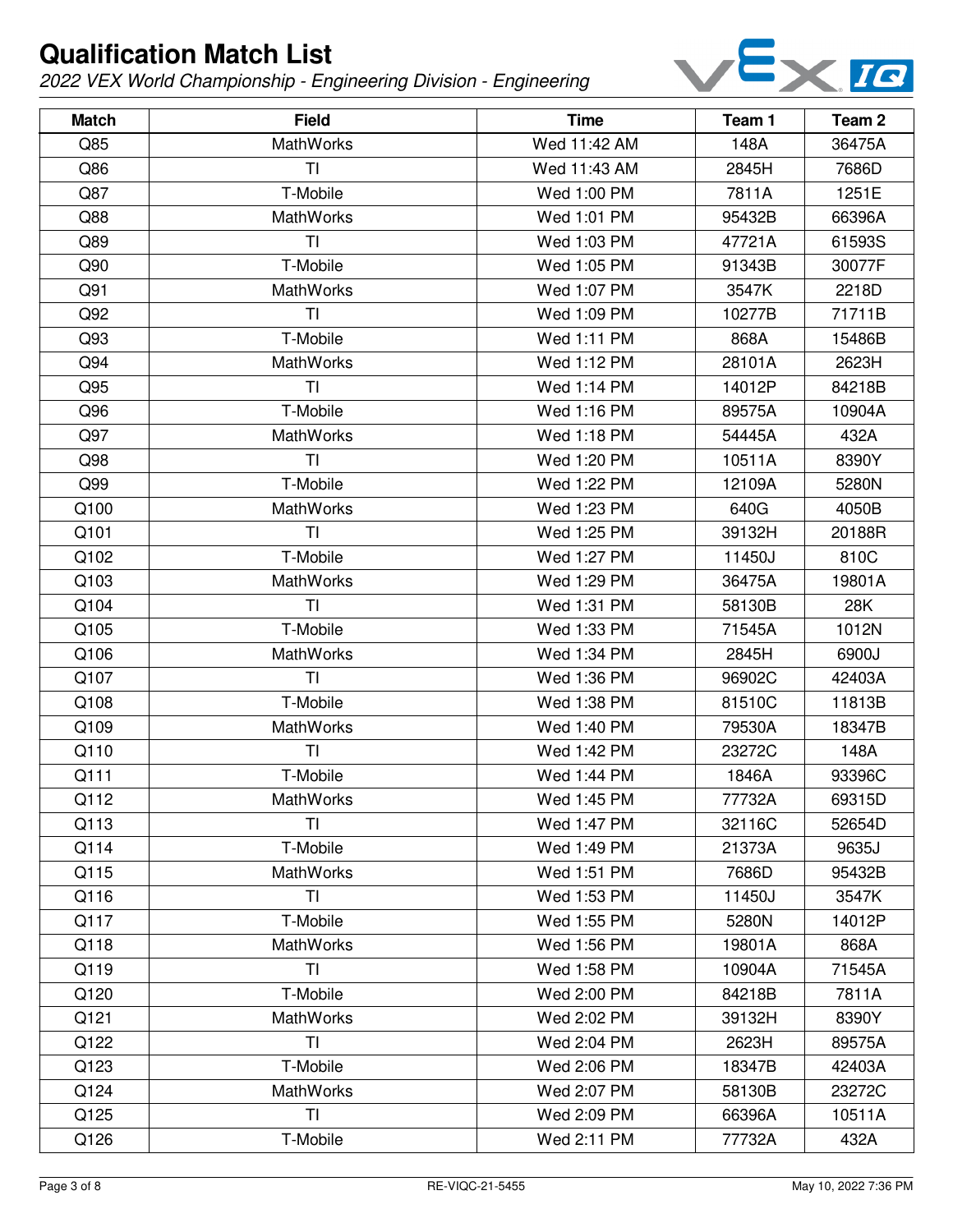# Qualification Match List

*2022 VEX World Championship - Engineering Division - Engineering*

| Match | Field | Time | Team 1 | Team 2 |
|---|---|---|---|---|
| Q85 | MathWorks | Wed 11:42 AM | 148A | 36475A |
| Q86 | TI | Wed 11:43 AM | 2845H | 7686D |
| Q87 | T-Mobile | Wed 1:00 PM | 7811A | 1251E |
| Q88 | MathWorks | Wed 1:01 PM | 95432B | 66396A |
| Q89 | TI | Wed 1:03 PM | 47721A | 61593S |
| Q90 | T-Mobile | Wed 1:05 PM | 91343B | 30077F |
| Q91 | MathWorks | Wed 1:07 PM | 3547K | 2218D |
| Q92 | TI | Wed 1:09 PM | 10277B | 71711B |
| Q93 | T-Mobile | Wed 1:11 PM | 868A | 15486B |
| Q94 | MathWorks | Wed 1:12 PM | 28101A | 2623H |
| Q95 | TI | Wed 1:14 PM | 14012P | 84218B |
| Q96 | T-Mobile | Wed 1:16 PM | 89575A | 10904A |
| Q97 | MathWorks | Wed 1:18 PM | 54445A | 432A |
| Q98 | TI | Wed 1:20 PM | 10511A | 8390Y |
| Q99 | T-Mobile | Wed 1:22 PM | 12109A | 5280N |
| Q100 | MathWorks | Wed 1:23 PM | 640G | 4050B |
| Q101 | TI | Wed 1:25 PM | 39132H | 20188R |
| Q102 | T-Mobile | Wed 1:27 PM | 11450J | 810C |
| Q103 | MathWorks | Wed 1:29 PM | 36475A | 19801A |
| Q104 | TI | Wed 1:31 PM | 58130B | 28K |
| Q105 | T-Mobile | Wed 1:33 PM | 71545A | 1012N |
| Q106 | MathWorks | Wed 1:34 PM | 2845H | 6900J |
| Q107 | TI | Wed 1:36 PM | 96902C | 42403A |
| Q108 | T-Mobile | Wed 1:38 PM | 81510C | 11813B |
| Q109 | MathWorks | Wed 1:40 PM | 79530A | 18347B |
| Q110 | TI | Wed 1:42 PM | 23272C | 148A |
| Q111 | T-Mobile | Wed 1:44 PM | 1846A | 93396C |
| Q112 | MathWorks | Wed 1:45 PM | 77732A | 69315D |
| Q113 | TI | Wed 1:47 PM | 32116C | 52654D |
| Q114 | T-Mobile | Wed 1:49 PM | 21373A | 9635J |
| Q115 | MathWorks | Wed 1:51 PM | 7686D | 95432B |
| Q116 | TI | Wed 1:53 PM | 11450J | 3547K |
| Q117 | T-Mobile | Wed 1:55 PM | 5280N | 14012P |
| Q118 | MathWorks | Wed 1:56 PM | 19801A | 868A |
| Q119 | TI | Wed 1:58 PM | 10904A | 71545A |
| Q120 | T-Mobile | Wed 2:00 PM | 84218B | 7811A |
| Q121 | MathWorks | Wed 2:02 PM | 39132H | 8390Y |
| Q122 | TI | Wed 2:04 PM | 2623H | 89575A |
| Q123 | T-Mobile | Wed 2:06 PM | 18347B | 42403A |
| Q124 | MathWorks | Wed 2:07 PM | 58130B | 23272C |
| Q125 | TI | Wed 2:09 PM | 66396A | 10511A |
| Q126 | T-Mobile | Wed 2:11 PM | 77732A | 432A |

RE-VIQC-21-5455 May 10, 2022 7:36 PM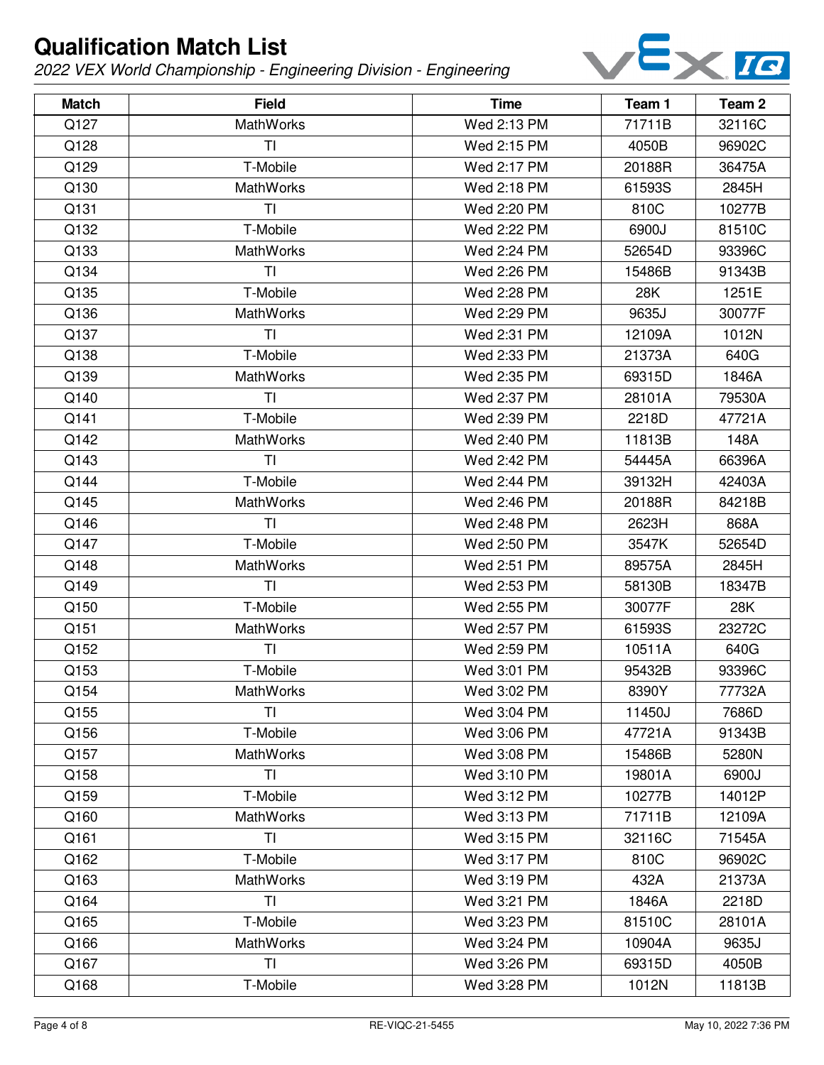# Qualification Match List

*2022 VEX World Championship - Engineering Division - Engineering*

| Match | Field | Time | Team 1 | Team 2 |
|---|---|---|---|---|
| Q127 | MathWorks | Wed 2:13 PM | 71711B | 32116C |
| Q128 | TI | Wed 2:15 PM | 4050B | 96902C |
| Q129 | T-Mobile | Wed 2:17 PM | 20188R | 36475A |
| Q130 | MathWorks | Wed 2:18 PM | 61593S | 2845H |
| Q131 | TI | Wed 2:20 PM | 810C | 10277B |
| Q132 | T-Mobile | Wed 2:22 PM | 6900J | 81510C |
| Q133 | MathWorks | Wed 2:24 PM | 52654D | 93396C |
| Q134 | TI | Wed 2:26 PM | 15486B | 91343B |
| Q135 | T-Mobile | Wed 2:28 PM | 28K | 1251E |
| Q136 | MathWorks | Wed 2:29 PM | 9635J | 30077F |
| Q137 | TI | Wed 2:31 PM | 12109A | 1012N |
| Q138 | T-Mobile | Wed 2:33 PM | 21373A | 640G |
| Q139 | MathWorks | Wed 2:35 PM | 69315D | 1846A |
| Q140 | TI | Wed 2:37 PM | 28101A | 79530A |
| Q141 | T-Mobile | Wed 2:39 PM | 2218D | 47721A |
| Q142 | MathWorks | Wed 2:40 PM | 11813B | 148A |
| Q143 | TI | Wed 2:42 PM | 54445A | 66396A |
| Q144 | T-Mobile | Wed 2:44 PM | 39132H | 42403A |
| Q145 | MathWorks | Wed 2:46 PM | 20188R | 84218B |
| Q146 | TI | Wed 2:48 PM | 2623H | 868A |
| Q147 | T-Mobile | Wed 2:50 PM | 3547K | 52654D |
| Q148 | MathWorks | Wed 2:51 PM | 89575A | 2845H |
| Q149 | TI | Wed 2:53 PM | 58130B | 18347B |
| Q150 | T-Mobile | Wed 2:55 PM | 30077F | 28K |
| Q151 | MathWorks | Wed 2:57 PM | 61593S | 23272C |
| Q152 | TI | Wed 2:59 PM | 10511A | 640G |
| Q153 | T-Mobile | Wed 3:01 PM | 95432B | 93396C |
| Q154 | MathWorks | Wed 3:02 PM | 8390Y | 77732A |
| Q155 | TI | Wed 3:04 PM | 11450J | 7686D |
| Q156 | T-Mobile | Wed 3:06 PM | 47721A | 91343B |
| Q157 | MathWorks | Wed 3:08 PM | 15486B | 5280N |
| Q158 | TI | Wed 3:10 PM | 19801A | 6900J |
| Q159 | T-Mobile | Wed 3:12 PM | 10277B | 14012P |
| Q160 | MathWorks | Wed 3:13 PM | 71711B | 12109A |
| Q161 | TI | Wed 3:15 PM | 32116C | 71545A |
| Q162 | T-Mobile | Wed 3:17 PM | 810C | 96902C |
| Q163 | MathWorks | Wed 3:19 PM | 432A | 21373A |
| Q164 | TI | Wed 3:21 PM | 1846A | 2218D |
| Q165 | T-Mobile | Wed 3:23 PM | 81510C | 28101A |
| Q166 | MathWorks | Wed 3:24 PM | 10904A | 9635J |
| Q167 | TI | Wed 3:26 PM | 69315D | 4050B |
| Q168 | T-Mobile | Wed 3:28 PM | 1012N | 11813B |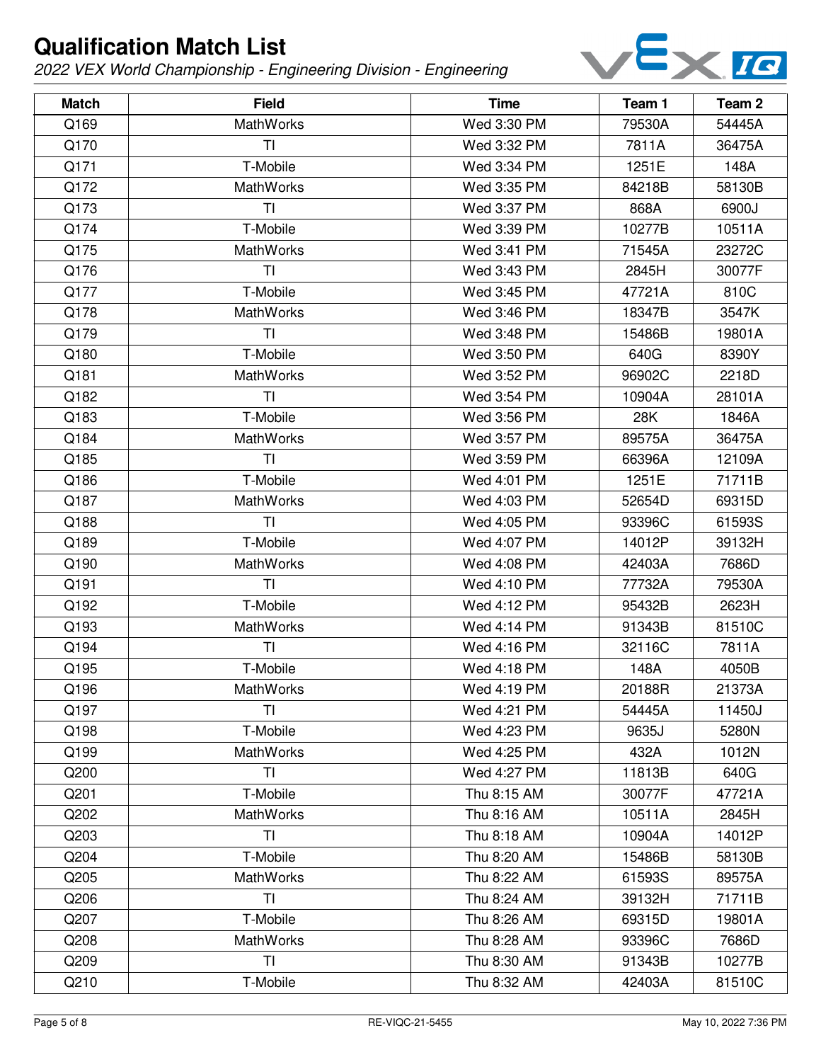# Qualification Match List

*2022 VEX World Championship - Engineering Division - Engineering*

| Match | Field | Time | Team 1 | Team 2 |
|---|---|---|---|---|
| Q169 | MathWorks | Wed 3:30 PM | 79530A | 54445A |
| Q170 | TI | Wed 3:32 PM | 7811A | 36475A |
| Q171 | T-Mobile | Wed 3:34 PM | 1251E | 148A |
| Q172 | MathWorks | Wed 3:35 PM | 84218B | 58130B |
| Q173 | TI | Wed 3:37 PM | 868A | 6900J |
| Q174 | T-Mobile | Wed 3:39 PM | 10277B | 10511A |
| Q175 | MathWorks | Wed 3:41 PM | 71545A | 23272C |
| Q176 | TI | Wed 3:43 PM | 2845H | 30077F |
| Q177 | T-Mobile | Wed 3:45 PM | 47721A | 810C |
| Q178 | MathWorks | Wed 3:46 PM | 18347B | 3547K |
| Q179 | TI | Wed 3:48 PM | 15486B | 19801A |
| Q180 | T-Mobile | Wed 3:50 PM | 640G | 8390Y |
| Q181 | MathWorks | Wed 3:52 PM | 96902C | 2218D |
| Q182 | TI | Wed 3:54 PM | 10904A | 28101A |
| Q183 | T-Mobile | Wed 3:56 PM | 28K | 1846A |
| Q184 | MathWorks | Wed 3:57 PM | 89575A | 36475A |
| Q185 | TI | Wed 3:59 PM | 66396A | 12109A |
| Q186 | T-Mobile | Wed 4:01 PM | 1251E | 71711B |
| Q187 | MathWorks | Wed 4:03 PM | 52654D | 69315D |
| Q188 | TI | Wed 4:05 PM | 93396C | 61593S |
| Q189 | T-Mobile | Wed 4:07 PM | 14012P | 39132H |
| Q190 | MathWorks | Wed 4:08 PM | 42403A | 7686D |
| Q191 | TI | Wed 4:10 PM | 77732A | 79530A |
| Q192 | T-Mobile | Wed 4:12 PM | 95432B | 2623H |
| Q193 | MathWorks | Wed 4:14 PM | 91343B | 81510C |
| Q194 | TI | Wed 4:16 PM | 32116C | 7811A |
| Q195 | T-Mobile | Wed 4:18 PM | 148A | 4050B |
| Q196 | MathWorks | Wed 4:19 PM | 20188R | 21373A |
| Q197 | TI | Wed 4:21 PM | 54445A | 11450J |
| Q198 | T-Mobile | Wed 4:23 PM | 9635J | 5280N |
| Q199 | MathWorks | Wed 4:25 PM | 432A | 1012N |
| Q200 | TI | Wed 4:27 PM | 11813B | 640G |
| Q201 | T-Mobile | Thu 8:15 AM | 30077F | 47721A |
| Q202 | MathWorks | Thu 8:16 AM | 10511A | 2845H |
| Q203 | TI | Thu 8:18 AM | 10904A | 14012P |
| Q204 | T-Mobile | Thu 8:20 AM | 15486B | 58130B |
| Q205 | MathWorks | Thu 8:22 AM | 61593S | 89575A |
| Q206 | TI | Thu 8:24 AM | 39132H | 71711B |
| Q207 | T-Mobile | Thu 8:26 AM | 69315D | 19801A |
| Q208 | MathWorks | Thu 8:28 AM | 93396C | 7686D |
| Q209 | TI | Thu 8:30 AM | 91343B | 10277B |
| Q210 | T-Mobile | Thu 8:32 AM | 42403A | 81510C |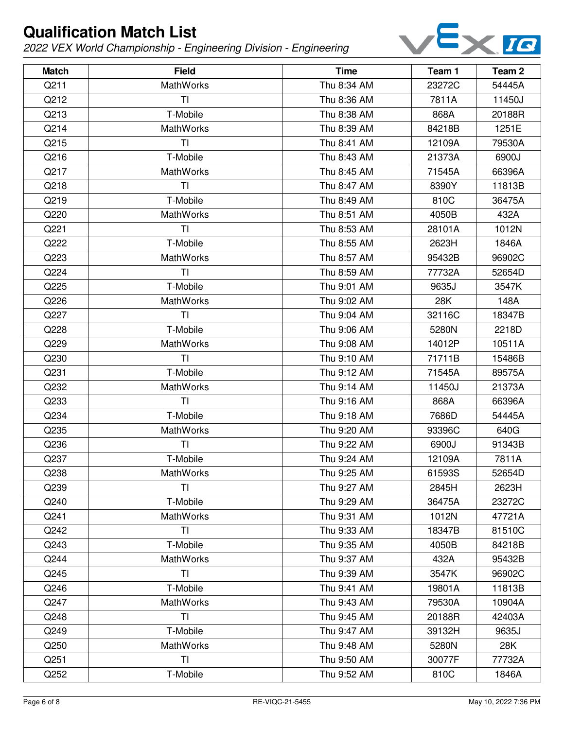# Qualification Match List

*2022 VEX World Championship - Engineering Division - Engineering*

| Match | Field | Time | Team 1 | Team 2 |
|---|---|---|---|---|
| Q211 | MathWorks | Thu 8:34 AM | 23272C | 54445A |
| Q212 | TI | Thu 8:36 AM | 7811A | 11450J |
| Q213 | T-Mobile | Thu 8:38 AM | 868A | 20188R |
| Q214 | MathWorks | Thu 8:39 AM | 84218B | 1251E |
| Q215 | TI | Thu 8:41 AM | 12109A | 79530A |
| Q216 | T-Mobile | Thu 8:43 AM | 21373A | 6900J |
| Q217 | MathWorks | Thu 8:45 AM | 71545A | 66396A |
| Q218 | TI | Thu 8:47 AM | 8390Y | 11813B |
| Q219 | T-Mobile | Thu 8:49 AM | 810C | 36475A |
| Q220 | MathWorks | Thu 8:51 AM | 4050B | 432A |
| Q221 | TI | Thu 8:53 AM | 28101A | 1012N |
| Q222 | T-Mobile | Thu 8:55 AM | 2623H | 1846A |
| Q223 | MathWorks | Thu 8:57 AM | 95432B | 96902C |
| Q224 | TI | Thu 8:59 AM | 77732A | 52654D |
| Q225 | T-Mobile | Thu 9:01 AM | 9635J | 3547K |
| Q226 | MathWorks | Thu 9:02 AM | 28K | 148A |
| Q227 | TI | Thu 9:04 AM | 32116C | 18347B |
| Q228 | T-Mobile | Thu 9:06 AM | 5280N | 2218D |
| Q229 | MathWorks | Thu 9:08 AM | 14012P | 10511A |
| Q230 | TI | Thu 9:10 AM | 71711B | 15486B |
| Q231 | T-Mobile | Thu 9:12 AM | 71545A | 89575A |
| Q232 | MathWorks | Thu 9:14 AM | 11450J | 21373A |
| Q233 | TI | Thu 9:16 AM | 868A | 66396A |
| Q234 | T-Mobile | Thu 9:18 AM | 7686D | 54445A |
| Q235 | MathWorks | Thu 9:20 AM | 93396C | 640G |
| Q236 | TI | Thu 9:22 AM | 6900J | 91343B |
| Q237 | T-Mobile | Thu 9:24 AM | 12109A | 7811A |
| Q238 | MathWorks | Thu 9:25 AM | 61593S | 52654D |
| Q239 | TI | Thu 9:27 AM | 2845H | 2623H |
| Q240 | T-Mobile | Thu 9:29 AM | 36475A | 23272C |
| Q241 | MathWorks | Thu 9:31 AM | 1012N | 47721A |
| Q242 | TI | Thu 9:33 AM | 18347B | 81510C |
| Q243 | T-Mobile | Thu 9:35 AM | 4050B | 84218B |
| Q244 | MathWorks | Thu 9:37 AM | 432A | 95432B |
| Q245 | TI | Thu 9:39 AM | 3547K | 96902C |
| Q246 | T-Mobile | Thu 9:41 AM | 19801A | 11813B |
| Q247 | MathWorks | Thu 9:43 AM | 79530A | 10904A |
| Q248 | TI | Thu 9:45 AM | 20188R | 42403A |
| Q249 | T-Mobile | Thu 9:47 AM | 39132H | 9635J |
| Q250 | MathWorks | Thu 9:48 AM | 5280N | 28K |
| Q251 | TI | Thu 9:50 AM | 30077F | 77732A |
| Q252 | T-Mobile | Thu 9:52 AM | 810C | 1846A |

RE-VIQC-21-5455 May 10, 2022 7:36 PM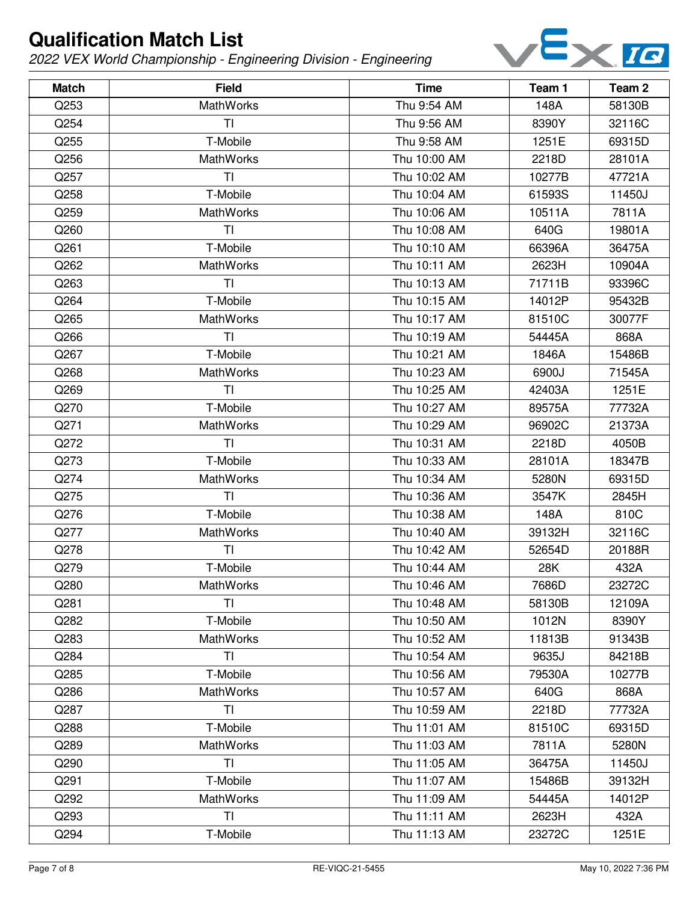# Qualification Match List

*2022 VEX World Championship - Engineering Division - Engineering*

| Match | Field | Time | Team 1 | Team 2 |
|---|---|---|---|---|
| Q253 | MathWorks | Thu 9:54 AM | 148A | 58130B |
| Q254 | TI | Thu 9:56 AM | 8390Y | 32116C |
| Q255 | T-Mobile | Thu 9:58 AM | 1251E | 69315D |
| Q256 | MathWorks | Thu 10:00 AM | 2218D | 28101A |
| Q257 | TI | Thu 10:02 AM | 10277B | 47721A |
| Q258 | T-Mobile | Thu 10:04 AM | 61593S | 11450J |
| Q259 | MathWorks | Thu 10:06 AM | 10511A | 7811A |
| Q260 | TI | Thu 10:08 AM | 640G | 19801A |
| Q261 | T-Mobile | Thu 10:10 AM | 66396A | 36475A |
| Q262 | MathWorks | Thu 10:11 AM | 2623H | 10904A |
| Q263 | TI | Thu 10:13 AM | 71711B | 93396C |
| Q264 | T-Mobile | Thu 10:15 AM | 14012P | 95432B |
| Q265 | MathWorks | Thu 10:17 AM | 81510C | 30077F |
| Q266 | TI | Thu 10:19 AM | 54445A | 868A |
| Q267 | T-Mobile | Thu 10:21 AM | 1846A | 15486B |
| Q268 | MathWorks | Thu 10:23 AM | 6900J | 71545A |
| Q269 | TI | Thu 10:25 AM | 42403A | 1251E |
| Q270 | T-Mobile | Thu 10:27 AM | 89575A | 77732A |
| Q271 | MathWorks | Thu 10:29 AM | 96902C | 21373A |
| Q272 | TI | Thu 10:31 AM | 2218D | 4050B |
| Q273 | T-Mobile | Thu 10:33 AM | 28101A | 18347B |
| Q274 | MathWorks | Thu 10:34 AM | 5280N | 69315D |
| Q275 | TI | Thu 10:36 AM | 3547K | 2845H |
| Q276 | T-Mobile | Thu 10:38 AM | 148A | 810C |
| Q277 | MathWorks | Thu 10:40 AM | 39132H | 32116C |
| Q278 | TI | Thu 10:42 AM | 52654D | 20188R |
| Q279 | T-Mobile | Thu 10:44 AM | 28K | 432A |
| Q280 | MathWorks | Thu 10:46 AM | 7686D | 23272C |
| Q281 | TI | Thu 10:48 AM | 58130B | 12109A |
| Q282 | T-Mobile | Thu 10:50 AM | 1012N | 8390Y |
| Q283 | MathWorks | Thu 10:52 AM | 11813B | 91343B |
| Q284 | TI | Thu 10:54 AM | 9635J | 84218B |
| Q285 | T-Mobile | Thu 10:56 AM | 79530A | 10277B |
| Q286 | MathWorks | Thu 10:57 AM | 640G | 868A |
| Q287 | TI | Thu 10:59 AM | 2218D | 77732A |
| Q288 | T-Mobile | Thu 11:01 AM | 81510C | 69315D |
| Q289 | MathWorks | Thu 11:03 AM | 7811A | 5280N |
| Q290 | TI | Thu 11:05 AM | 36475A | 11450J |
| Q291 | T-Mobile | Thu 11:07 AM | 15486B | 39132H |
| Q292 | MathWorks | Thu 11:09 AM | 54445A | 14012P |
| Q293 | TI | Thu 11:11 AM | 2623H | 432A |
| Q294 | T-Mobile | Thu 11:13 AM | 23272C | 1251E |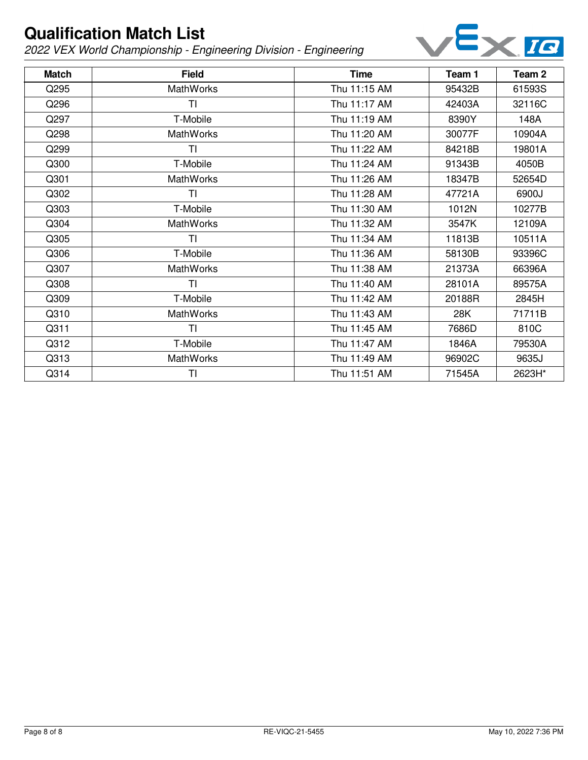# Qualification Match List

*2022 VEX World Championship - Engineering Division - Engineering*

| Match | Field | Time | Team 1 | Team 2 |
|---|---|---|---|---|
| Q295 | MathWorks | Thu 11:15 AM | 95432B | 61593S |
| Q296 | TI | Thu 11:17 AM | 42403A | 32116C |
| Q297 | T-Mobile | Thu 11:19 AM | 8390Y | 148A |
| Q298 | MathWorks | Thu 11:20 AM | 30077F | 10904A |
| Q299 | TI | Thu 11:22 AM | 84218B | 19801A |
| Q300 | T-Mobile | Thu 11:24 AM | 91343B | 4050B |
| Q301 | MathWorks | Thu 11:26 AM | 18347B | 52654D |
| Q302 | TI | Thu 11:28 AM | 47721A | 6900J |
| Q303 | T-Mobile | Thu 11:30 AM | 1012N | 10277B |
| Q304 | MathWorks | Thu 11:32 AM | 3547K | 12109A |
| Q305 | TI | Thu 11:34 AM | 11813B | 10511A |
| Q306 | T-Mobile | Thu 11:36 AM | 58130B | 93396C |
| Q307 | MathWorks | Thu 11:38 AM | 21373A | 66396A |
| Q308 | TI | Thu 11:40 AM | 28101A | 89575A |
| Q309 | T-Mobile | Thu 11:42 AM | 20188R | 2845H |
| Q310 | MathWorks | Thu 11:43 AM | 28K | 71711B |
| Q311 | TI | Thu 11:45 AM | 7686D | 810C |
| Q312 | T-Mobile | Thu 11:47 AM | 1846A | 79530A |
| Q313 | MathWorks | Thu 11:49 AM | 96902C | 9635J |
| Q314 | TI | Thu 11:51 AM | 71545A | 2623H* |

RE-VIQC-21-5455

May 10, 2022 7:36 PM